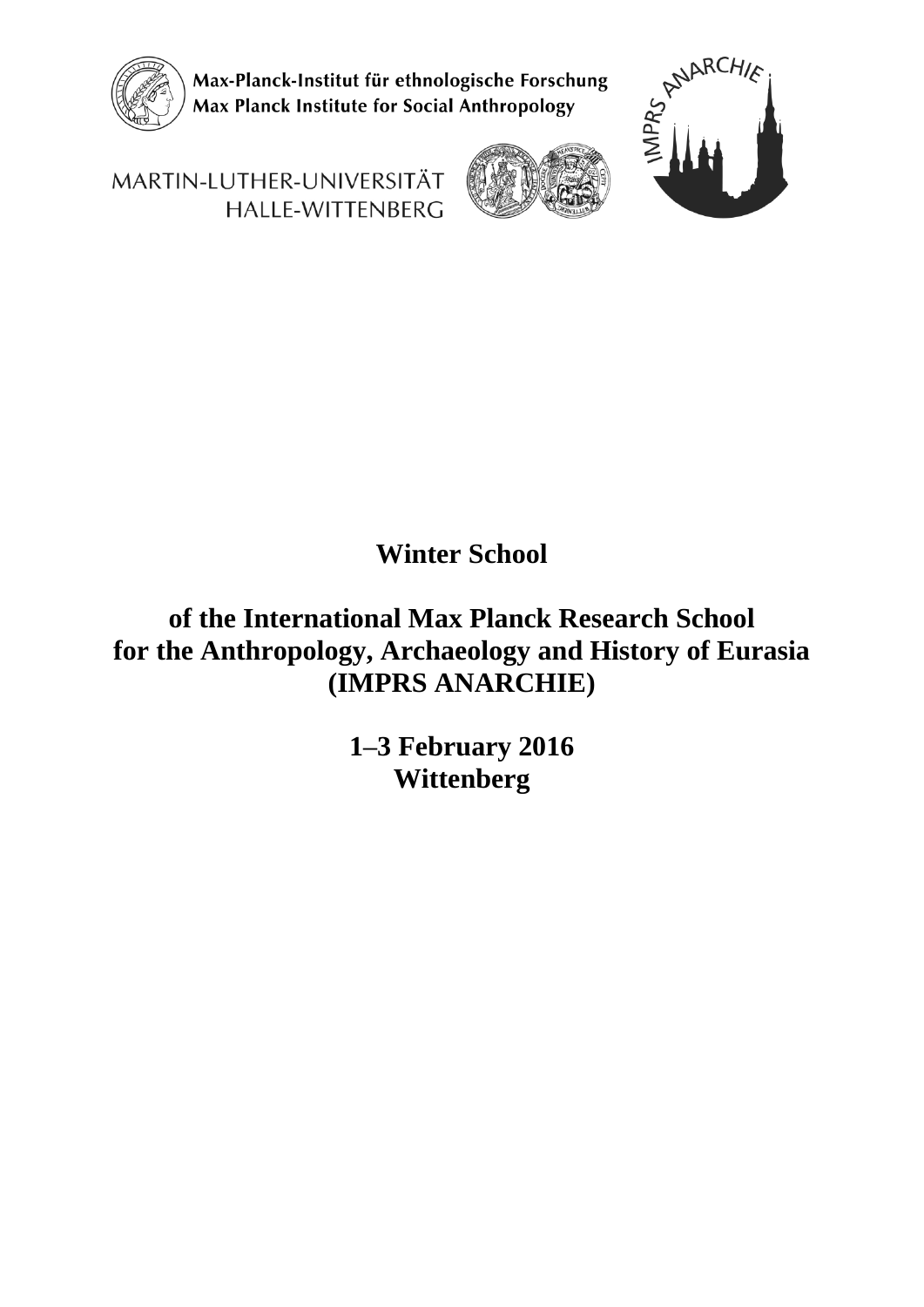Max-Planck-Institut für ethnologische Forschung
Max Planck Institute for Social Anthropology

MARTIN-LUTHER-UNIVERSITÄT
HALLE-WITTENBERG

IMPRS ANARCHIE

# Winter School

# of the International Max Planck Research School for the Anthropology, Archaeology and History of Eurasia (IMPRS ANARCHIE)

**1–3 February 2016**
**Wittenberg**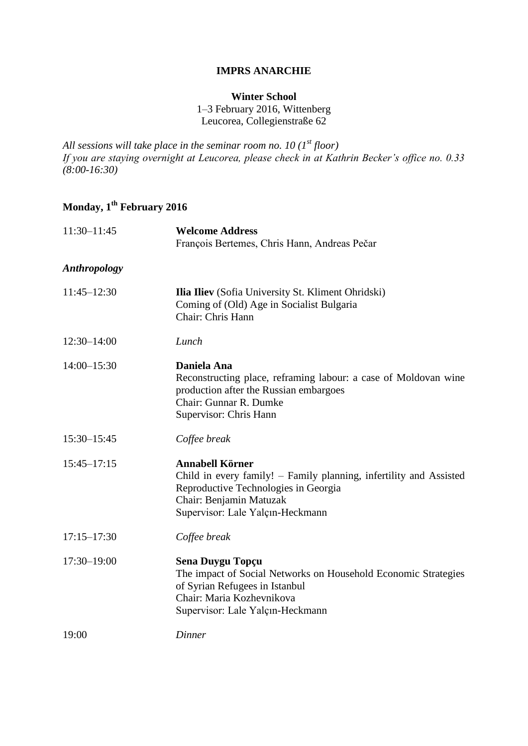**IMPRS ANARCHIE**

**Winter School**
1–3 February 2016, Wittenberg
Leucorea, Collegienstraße 62

*All sessions will take place in the seminar room no. 10 (1st floor)*
*If you are staying overnight at Leucorea, please check in at Kathrin Becker's office no. 0.33 (8:00-16:30)*

## Monday, 1th February 2016

| | |
|---|---|
| 11:30–11:45 | **Welcome Address**<br>François Bertemes, Chris Hann, Andreas Pečar |

### *Anthropology*

| | |
|---|---|
| 11:45–12:30 | **Ilia Iliev** (Sofia University St. Kliment Ohridski)<br>Coming of (Old) Age in Socialist Bulgaria<br>Chair: Chris Hann |
| 12:30–14:00 | *Lunch* |
| 14:00–15:30 | **Daniela Ana**<br>Reconstructing place, reframing labour: a case of Moldovan wine production after the Russian embargoes<br>Chair: Gunnar R. Dumke<br>Supervisor: Chris Hann |
| 15:30–15:45 | *Coffee break* |
| 15:45–17:15 | **Annabell Körner**<br>Child in every family! – Family planning, infertility and Assisted Reproductive Technologies in Georgia<br>Chair: Benjamin Matuzak<br>Supervisor: Lale Yalçın-Heckmann |
| 17:15–17:30 | *Coffee break* |
| 17:30–19:00 | **Sena Duygu Topçu**<br>The impact of Social Networks on Household Economic Strategies of Syrian Refugees in Istanbul<br>Chair: Maria Kozhevnikova<br>Supervisor: Lale Yalçın-Heckmann |
| 19:00 | *Dinner* |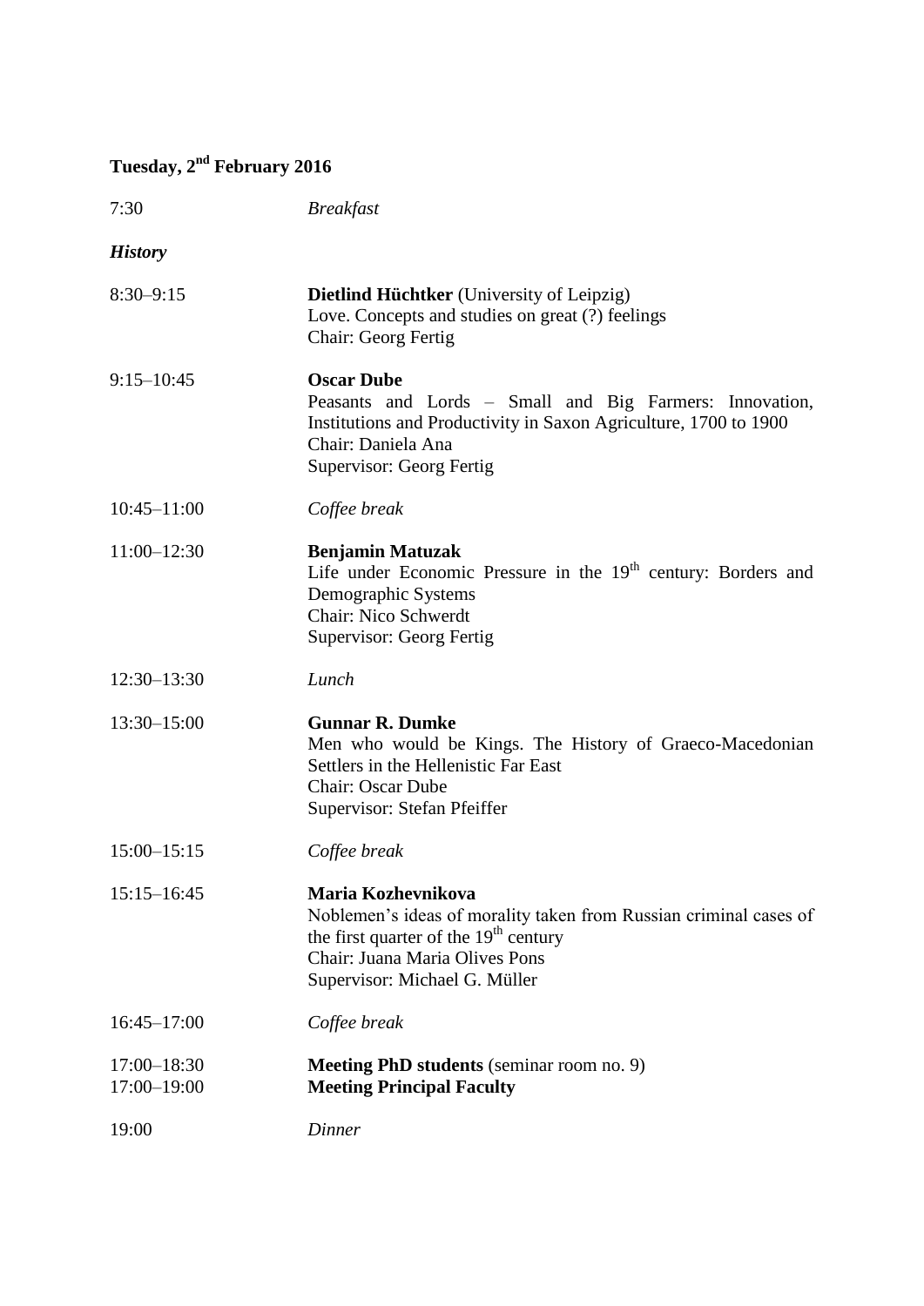## Tuesday, 2nd February 2016

| | |
|---|---|
| 7:30 | *Breakfast* |

***History***

| | |
|---|---|
| 8:30–9:15 | **Dietlind Hüchtker** (University of Leipzig)<br>Love. Concepts and studies on great (?) feelings<br>Chair: Georg Fertig |
| 9:15–10:45 | **Oscar Dube**<br>Peasants and Lords – Small and Big Farmers: Innovation, Institutions and Productivity in Saxon Agriculture, 1700 to 1900<br>Chair: Daniela Ana<br>Supervisor: Georg Fertig |
| 10:45–11:00 | *Coffee break* |
| 11:00–12:30 | **Benjamin Matuzak**<br>Life under Economic Pressure in the 19th century: Borders and Demographic Systems<br>Chair: Nico Schwerdt<br>Supervisor: Georg Fertig |
| 12:30–13:30 | *Lunch* |
| 13:30–15:00 | **Gunnar R. Dumke**<br>Men who would be Kings. The History of Graeco-Macedonian Settlers in the Hellenistic Far East<br>Chair: Oscar Dube<br>Supervisor: Stefan Pfeiffer |
| 15:00–15:15 | *Coffee break* |
| 15:15–16:45 | **Maria Kozhevnikova**<br>Noblemen's ideas of morality taken from Russian criminal cases of the first quarter of the 19th century<br>Chair: Juana Maria Olives Pons<br>Supervisor: Michael G. Müller |
| 16:45–17:00 | *Coffee break* |
| 17:00–18:30 | **Meeting PhD students** (seminar room no. 9) |
| 17:00–19:00 | **Meeting Principal Faculty** |
| 19:00 | *Dinner* |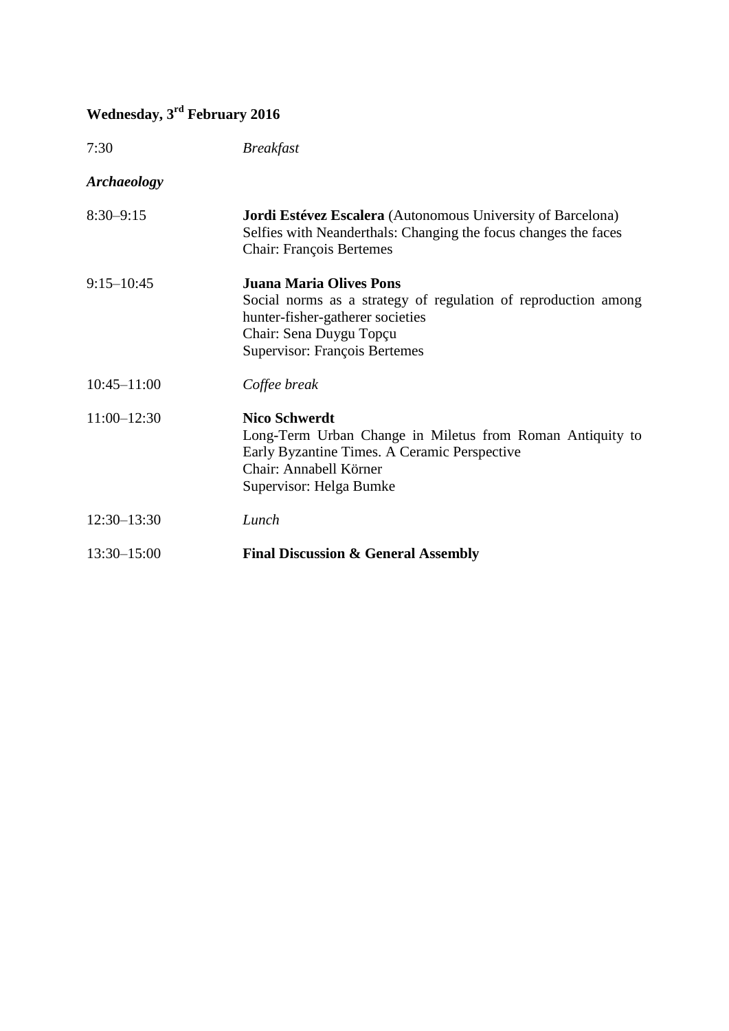**Wednesday, 3rd February 2016**

| | |
|---|---|
| 7:30 | *Breakfast* |

***Archaeology***

| | |
|---|---|
| 8:30–9:15 | **Jordi Estévez Escalera** (Autonomous University of Barcelona)<br>Selfies with Neanderthals: Changing the focus changes the faces<br>Chair: François Bertemes |
| 9:15–10:45 | **Juana Maria Olives Pons**<br>Social norms as a strategy of regulation of reproduction among hunter-fisher-gatherer societies<br>Chair: Sena Duygu Topçu<br>Supervisor: François Bertemes |
| 10:45–11:00 | *Coffee break* |
| 11:00–12:30 | **Nico Schwerdt**<br>Long-Term Urban Change in Miletus from Roman Antiquity to Early Byzantine Times. A Ceramic Perspective<br>Chair: Annabell Körner<br>Supervisor: Helga Bumke |
| 12:30–13:30 | *Lunch* |
| 13:30–15:00 | **Final Discussion & General Assembly** |